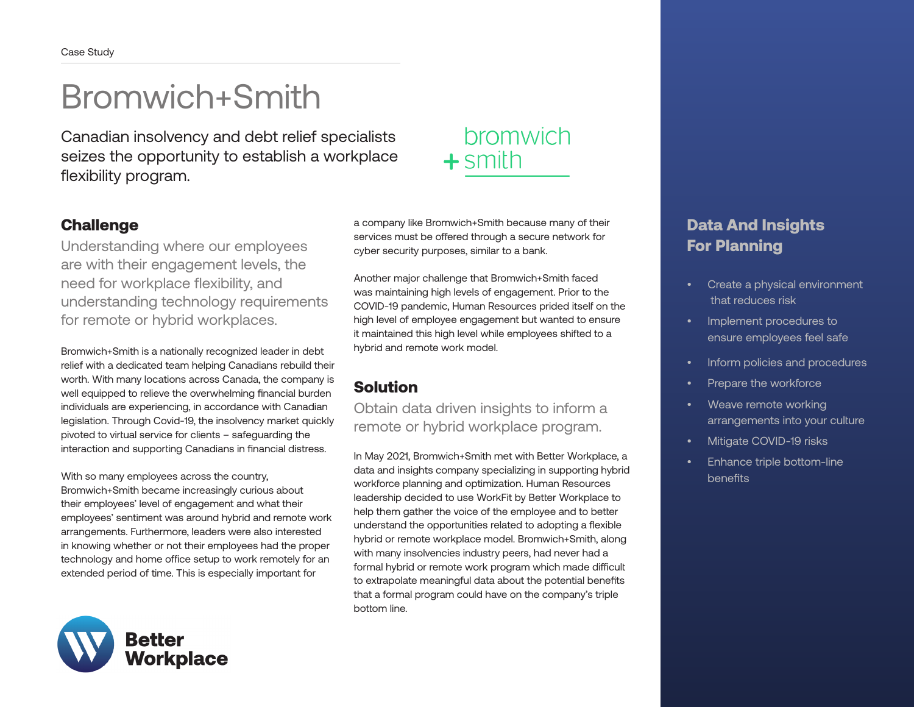Case Study

# Bromwich+Smith

Canadian insolvency and debt relief specialists seizes the opportunity to establish a workplace flexibility program.

bromwich
+smith

## Challenge

Understanding where our employees are with their engagement levels, the need for workplace flexibility, and understanding technology requirements for remote or hybrid workplaces.

Bromwich+Smith is a nationally recognized leader in debt relief with a dedicated team helping Canadians rebuild their worth. With many locations across Canada, the company is well equipped to relieve the overwhelming financial burden individuals are experiencing, in accordance with Canadian legislation. Through Covid-19, the insolvency market quickly pivoted to virtual service for clients – safeguarding the interaction and supporting Canadians in financial distress.

With so many employees across the country, Bromwich+Smith became increasingly curious about their employees' level of engagement and what their employees' sentiment was around hybrid and remote work arrangements. Furthermore, leaders were also interested in knowing whether or not their employees had the proper technology and home office setup to work remotely for an extended period of time. This is especially important for a company like Bromwich+Smith because many of their services must be offered through a secure network for cyber security purposes, similar to a bank.

Another major challenge that Bromwich+Smith faced was maintaining high levels of engagement. Prior to the COVID-19 pandemic, Human Resources prided itself on the high level of employee engagement but wanted to ensure it maintained this high level while employees shifted to a hybrid and remote work model.

## Solution

Obtain data driven insights to inform a remote or hybrid workplace program.

In May 2021, Bromwich+Smith met with Better Workplace, a data and insights company specializing in supporting hybrid workforce planning and optimization. Human Resources leadership decided to use WorkFit by Better Workplace to help them gather the voice of the employee and to better understand the opportunities related to adopting a flexible hybrid or remote workplace model. Bromwich+Smith, along with many insolvencies industry peers, had never had a formal hybrid or remote work program which made difficult to extrapolate meaningful data about the potential benefits that a formal program could have on the company's triple bottom line.

## Data And Insights For Planning

- Create a physical environment that reduces risk
- Implement procedures to ensure employees feel safe
- Inform policies and procedures
- Prepare the workforce
- Weave remote working arrangements into your culture
- Mitigate COVID-19 risks
- Enhance triple bottom-line benefits

Better Workplace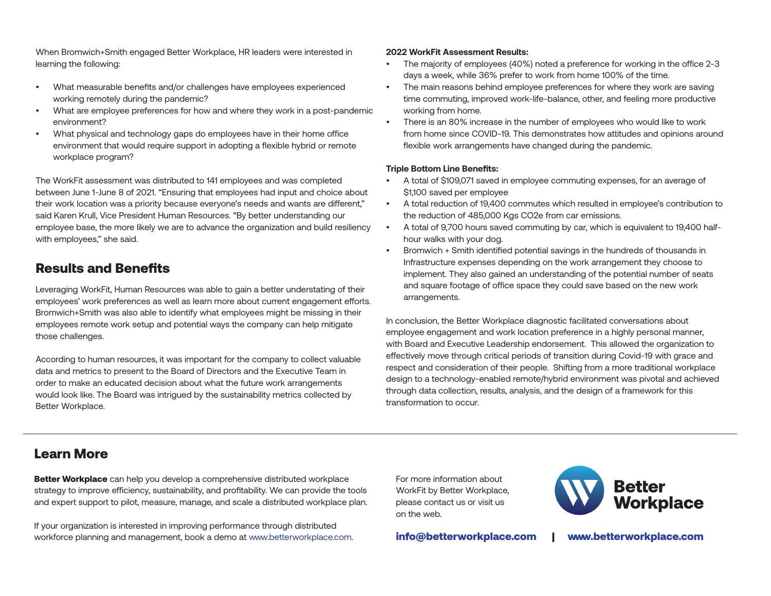When Bromwich+Smith engaged Better Workplace, HR leaders were interested in learning the following:

- What measurable benefits and/or challenges have employees experienced working remotely during the pandemic?
- What are employee preferences for how and where they work in a post-pandemic environment?
- What physical and technology gaps do employees have in their home office environment that would require support in adopting a flexible hybrid or remote workplace program?

The WorkFit assessment was distributed to 141 employees and was completed between June 1-June 8 of 2021. "Ensuring that employees had input and choice about their work location was a priority because everyone's needs and wants are different," said Karen Krull, Vice President Human Resources. "By better understanding our employee base, the more likely we are to advance the organization and build resiliency with employees," she said.

## Results and Benefits

Leveraging WorkFit, Human Resources was able to gain a better understating of their employees' work preferences as well as learn more about current engagement efforts. Bromwich+Smith was also able to identify what employees might be missing in their employees remote work setup and potential ways the company can help mitigate those challenges.

According to human resources, it was important for the company to collect valuable data and metrics to present to the Board of Directors and the Executive Team in order to make an educated decision about what the future work arrangements would look like. The Board was intrigued by the sustainability metrics collected by Better Workplace.

**2022 WorkFit Assessment Results:**

- The majority of employees (40%) noted a preference for working in the office 2-3 days a week, while 36% prefer to work from home 100% of the time.
- The main reasons behind employee preferences for where they work are saving time commuting, improved work-life-balance, other, and feeling more productive working from home.
- There is an 80% increase in the number of employees who would like to work from home since COVID-19. This demonstrates how attitudes and opinions around flexible work arrangements have changed during the pandemic.

**Triple Bottom Line Benefits:**

- A total of $109,071 saved in employee commuting expenses, for an average of $1,100 saved per employee
- A total reduction of 19,400 commutes which resulted in employee's contribution to the reduction of 485,000 Kgs $CO_2e$ from car emissions.
- A total of 9,700 hours saved commuting by car, which is equivalent to 19,400 half-hour walks with your dog.
- Bromwich + Smith identified potential savings in the hundreds of thousands in Infrastructure expenses depending on the work arrangement they choose to implement. They also gained an understanding of the potential number of seats and square footage of office space they could save based on the new work arrangements.

In conclusion, the Better Workplace diagnostic facilitated conversations about employee engagement and work location preference in a highly personal manner, with Board and Executive Leadership endorsement. This allowed the organization to effectively move through critical periods of transition during Covid-19 with grace and respect and consideration of their people. Shifting from a more traditional workplace design to a technology-enabled remote/hybrid environment was pivotal and achieved through data collection, results, analysis, and the design of a framework for this transformation to occur.

## Learn More

**Better Workplace** can help you develop a comprehensive distributed workplace strategy to improve efficiency, sustainability, and profitability. We can provide the tools and expert support to pilot, measure, manage, and scale a distributed workplace plan.

If your organization is interested in improving performance through distributed workforce planning and management, book a demo at www.betterworkplace.com.

For more information about WorkFit by Better Workplace, please contact us or visit us on the web.

Better Workplace

**info@betterworkplace.com** | **www.betterworkplace.com**